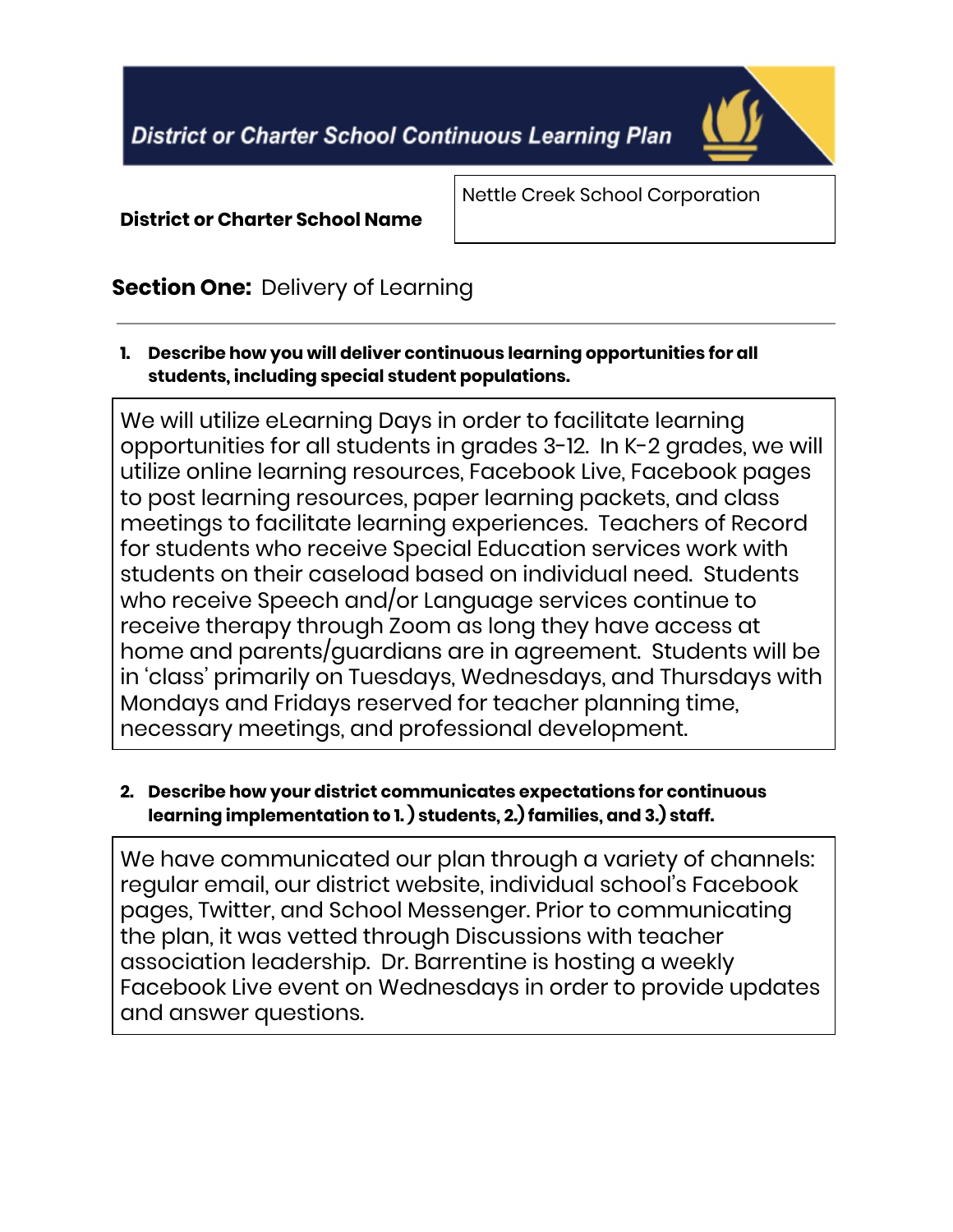# District or Charter School Continuous Learning Plan

| District or Charter School Name | Nettle Creek School Corporation |
|---|---|

## Section One: Delivery of Learning

1. **Describe how you will deliver continuous learning opportunities for all students, including special student populations.**

We will utilize eLearning Days in order to facilitate learning opportunities for all students in grades 3-12. In K-2 grades, we will utilize online learning resources, Facebook Live, Facebook pages to post learning resources, paper learning packets, and class meetings to facilitate learning experiences. Teachers of Record for students who receive Special Education services work with students on their caseload based on individual need. Students who receive Speech and/or Language services continue to receive therapy through Zoom as long they have access at home and parents/guardians are in agreement. Students will be in 'class' primarily on Tuesdays, Wednesdays, and Thursdays with Mondays and Fridays reserved for teacher planning time, necessary meetings, and professional development.

2. **Describe how your district communicates expectations for continuous learning implementation to 1.) students, 2.) families, and 3.) staff.**

We have communicated our plan through a variety of channels: regular email, our district website, individual school's Facebook pages, Twitter, and School Messenger. Prior to communicating the plan, it was vetted through Discussions with teacher association leadership. Dr. Barrentine is hosting a weekly Facebook Live event on Wednesdays in order to provide updates and answer questions.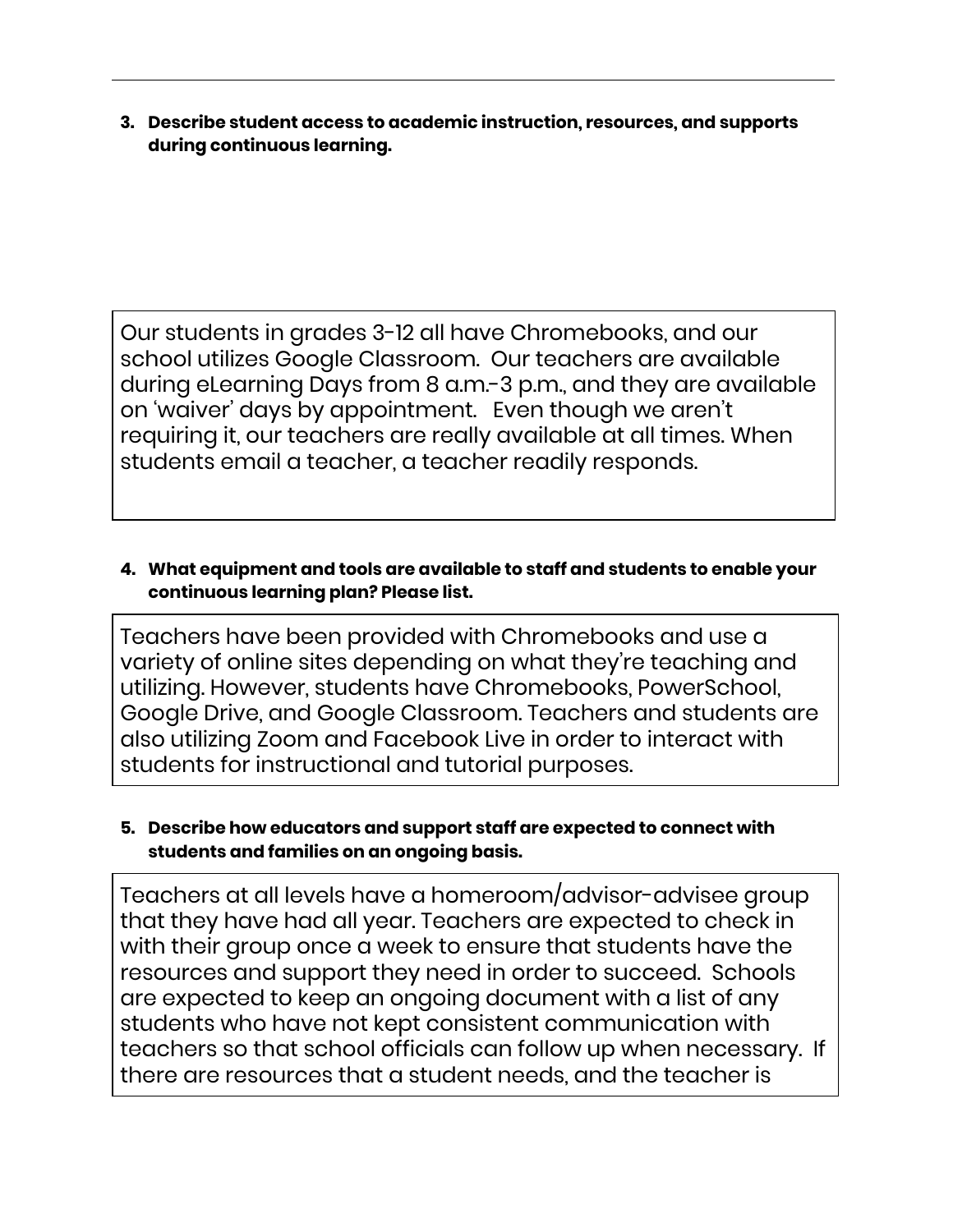---

**3. Describe student access to academic instruction, resources, and supports during continuous learning.**

Our students in grades 3-12 all have Chromebooks, and our school utilizes Google Classroom. Our teachers are available during eLearning Days from 8 a.m.-3 p.m., and they are available on 'waiver' days by appointment. Even though we aren't requiring it, our teachers are really available at all times. When students email a teacher, a teacher readily responds.

**4. What equipment and tools are available to staff and students to enable your continuous learning plan? Please list.**

Teachers have been provided with Chromebooks and use a variety of online sites depending on what they're teaching and utilizing. However, students have Chromebooks, PowerSchool, Google Drive, and Google Classroom. Teachers and students are also utilizing Zoom and Facebook Live in order to interact with students for instructional and tutorial purposes.

**5. Describe how educators and support staff are expected to connect with students and families on an ongoing basis.**

Teachers at all levels have a homeroom/advisor-advisee group that they have had all year. Teachers are expected to check in with their group once a week to ensure that students have the resources and support they need in order to succeed. Schools are expected to keep an ongoing document with a list of any students who have not kept consistent communication with teachers so that school officials can follow up when necessary. If there are resources that a student needs, and the teacher is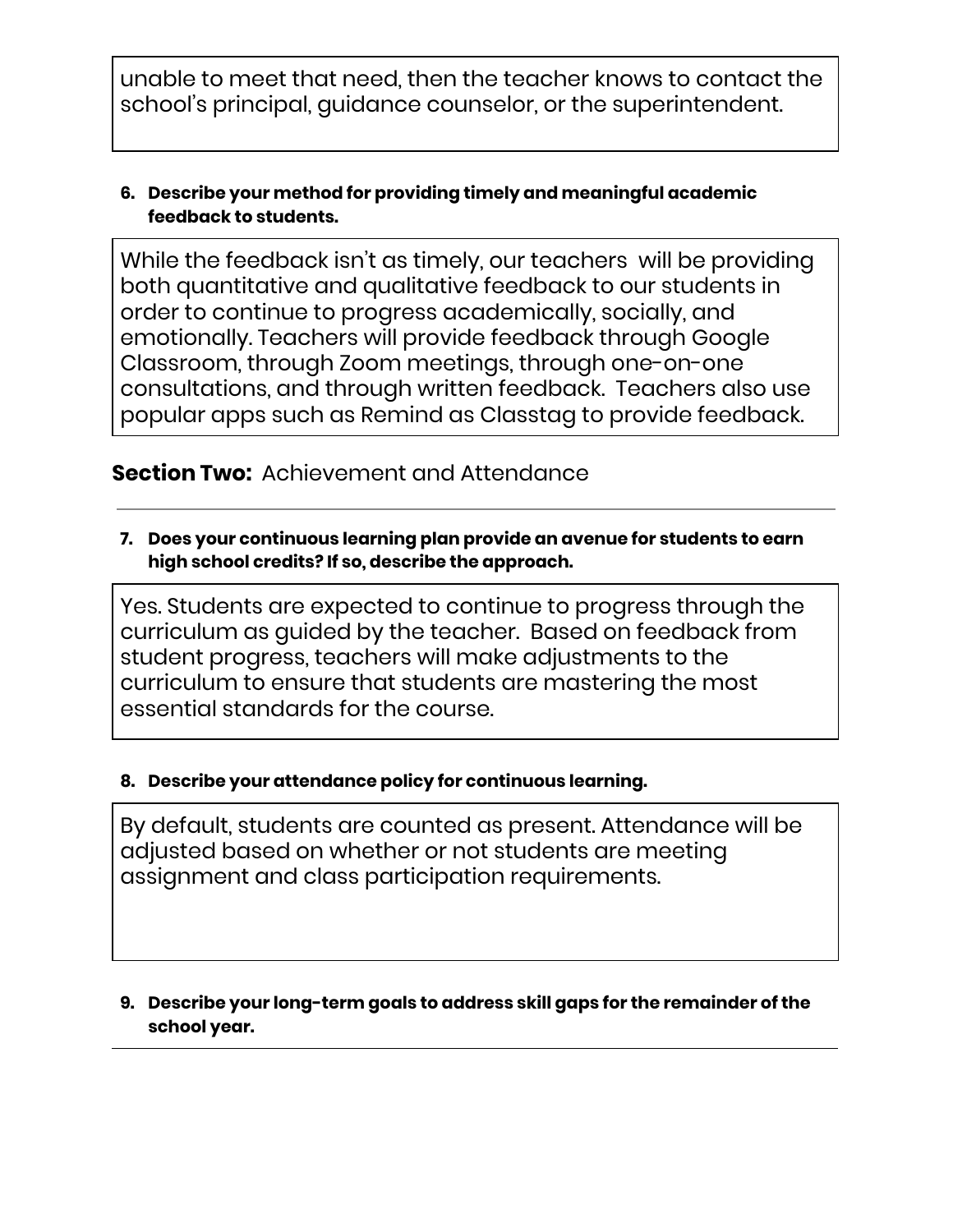unable to meet that need, then the teacher knows to contact the school's principal, guidance counselor, or the superintendent.

6. **Describe your method for providing timely and meaningful academic feedback to students.**

While the feedback isn't as timely, our teachers will be providing both quantitative and qualitative feedback to our students in order to continue to progress academically, socially, and emotionally. Teachers will provide feedback through Google Classroom, through Zoom meetings, through one-on-one consultations, and through written feedback. Teachers also use popular apps such as Remind as Classtag to provide feedback.

## **Section Two:** Achievement and Attendance

7. **Does your continuous learning plan provide an avenue for students to earn high school credits? If so, describe the approach.**

Yes. Students are expected to continue to progress through the curriculum as guided by the teacher. Based on feedback from student progress, teachers will make adjustments to the curriculum to ensure that students are mastering the most essential standards for the course.

8. **Describe your attendance policy for continuous learning.**

By default, students are counted as present. Attendance will be adjusted based on whether or not students are meeting assignment and class participation requirements.

9. **Describe your long-term goals to address skill gaps for the remainder of the school year.**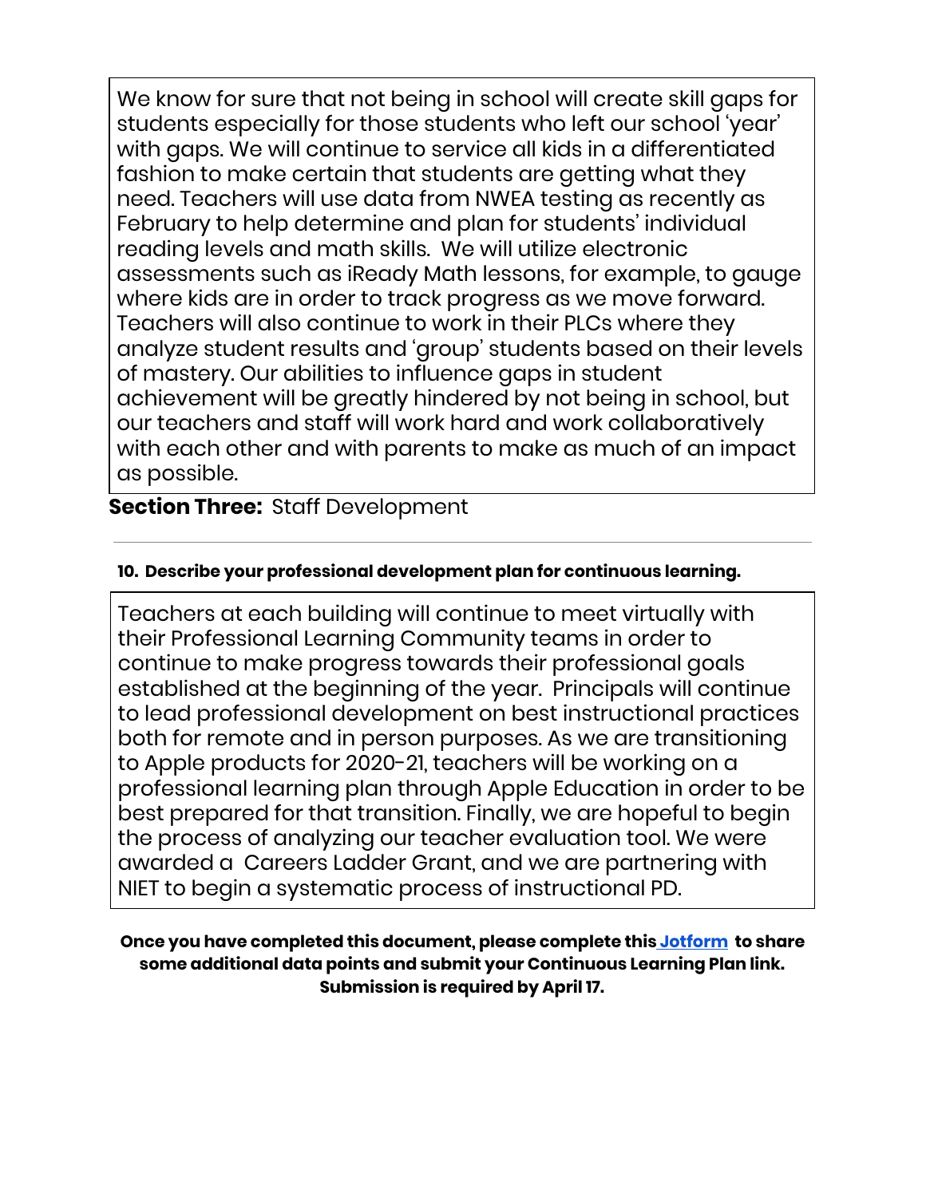We know for sure that not being in school will create skill gaps for students especially for those students who left our school 'year' with gaps. We will continue to service all kids in a differentiated fashion to make certain that students are getting what they need. Teachers will use data from NWEA testing as recently as February to help determine and plan for students' individual reading levels and math skills. We will utilize electronic assessments such as iReady Math lessons, for example, to gauge where kids are in order to track progress as we move forward. Teachers will also continue to work in their PLCs where they analyze student results and 'group' students based on their levels of mastery. Our abilities to influence gaps in student achievement will be greatly hindered by not being in school, but our teachers and staff will work hard and work collaboratively with each other and with parents to make as much of an impact as possible.

## **Section Three:** Staff Development

---

**10. Describe your professional development plan for continuous learning.**

Teachers at each building will continue to meet virtually with their Professional Learning Community teams in order to continue to make progress towards their professional goals established at the beginning of the year. Principals will continue to lead professional development on best instructional practices both for remote and in person purposes. As we are transitioning to Apple products for 2020-21, teachers will be working on a professional learning plan through Apple Education in order to be best prepared for that transition. Finally, we are hopeful to begin the process of analyzing our teacher evaluation tool. We were awarded a Careers Ladder Grant, and we are partnering with NIET to begin a systematic process of instructional PD.

**Once you have completed this document, please complete this Jotform to share some additional data points and submit your Continuous Learning Plan link. Submission is required by April 17.**